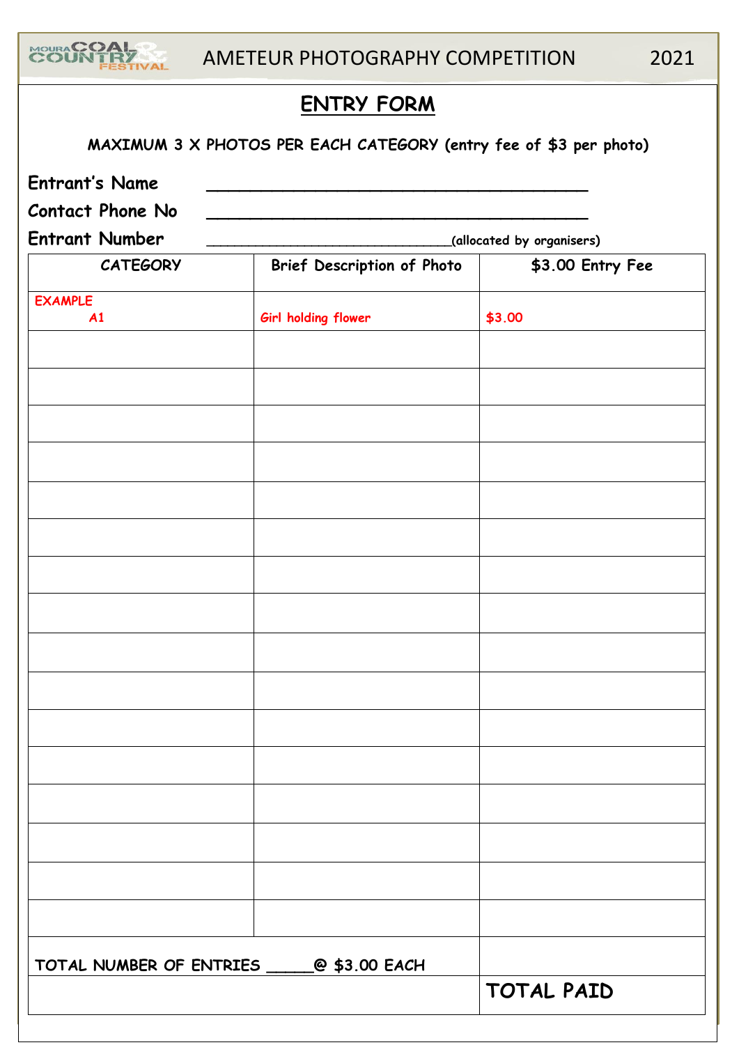MOURA COAL & COUNTRY FESTIVAL AMETEUR PHOTOGRAPHY COMPETITION 2021

# ENTRY FORM

**MAXIMUM 3 X PHOTOS PER EACH CATEGORY (entry fee of $3 per photo)**

**Entrant's Name** ___________________________________

**Contact Phone No** ___________________________________

**Entrant Number** ______________________________(allocated by organisers)

| CATEGORY | Brief Description of Photo | $3.00 Entry Fee |
|---|---|---|
| EXAMPLE A1 | Girl holding flower | $3.00 |
| | | |
| | | |
| | | |
| | | |
| | | |
| | | |
| | | |
| | | |
| | | |
| | | |
| | | |
| | | |
| | | |
| | | |
| | | |
| | | |
| TOTAL NUMBER OF ENTRIES _____@ $3.00 EACH | | |
| | | TOTAL PAID |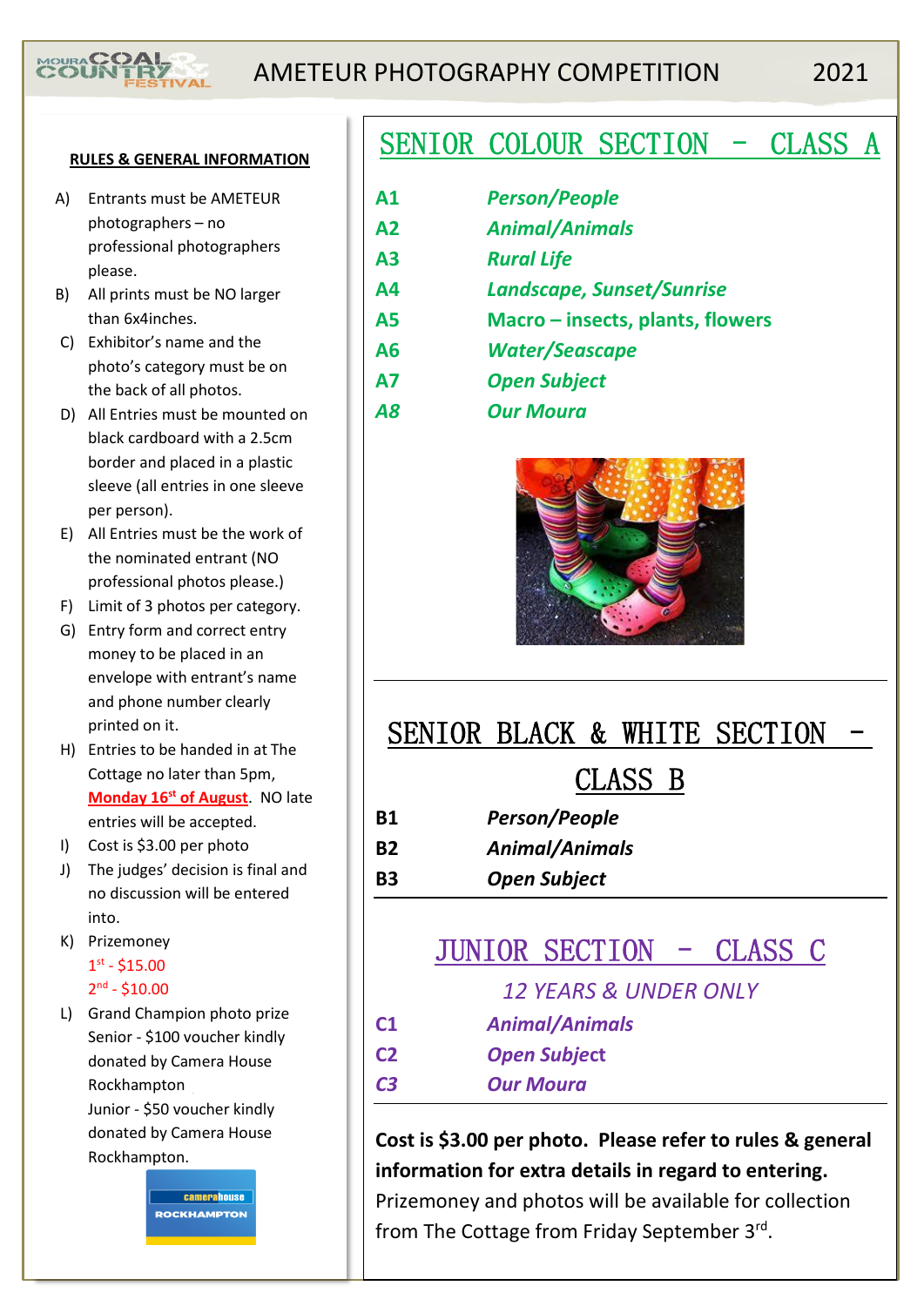# AMETEUR PHOTOGRAPHY COMPETITION 2021

## RULES & GENERAL INFORMATION

A) Entrants must be AMETEUR photographers – no professional photographers please.

B) All prints must be NO larger than 6x4inches.

C) Exhibitor's name and the photo's category must be on the back of all photos.

D) All Entries must be mounted on black cardboard with a 2.5cm border and placed in a plastic sleeve (all entries in one sleeve per person).

E) All Entries must be the work of the nominated entrant (NO professional photos please.)

F) Limit of 3 photos per category.

G) Entry form and correct entry money to be placed in an envelope with entrant's name and phone number clearly printed on it.

H) Entries to be handed in at The Cottage no later than 5pm, **Monday 16th of August**. NO late entries will be accepted.

I) Cost is $3.00 per photo

J) The judges' decision is final and no discussion will be entered into.

K) Prizemoney
1st - $15.00
2nd - $10.00

L) Grand Champion photo prize
Senior - $100 voucher kindly donated by Camera House Rockhampton
Junior - $50 voucher kindly donated by Camera House Rockhampton.

## SENIOR COLOUR SECTION - CLASS A

| | |
|---|---|
| **A1** | ***Person/People*** |
| **A2** | ***Animal/Animals*** |
| **A3** | ***Rural Life*** |
| **A4** | ***Landscape, Sunset/Sunrise*** |
| **A5** | **Macro – insects, plants, flowers** |
| **A6** | ***Water/Seascape*** |
| **A7** | ***Open Subject*** |
| ***A8*** | ***Our Moura*** |

## SENIOR BLACK & WHITE SECTION - CLASS B

| | |
|---|---|
| **B1** | ***Person/People*** |
| **B2** | ***Animal/Animals*** |
| **B3** | ***Open Subject*** |

## JUNIOR SECTION - CLASS C

*12 YEARS & UNDER ONLY*

| | |
|---|---|
| **C1** | ***Animal/Animals*** |
| **C2** | ***Open Subject*** |
| ***C3*** | ***Our Moura*** |

**Cost is $3.00 per photo. Please refer to rules & general information for extra details in regard to entering.**
Prizemoney and photos will be available for collection from The Cottage from Friday September 3rd.